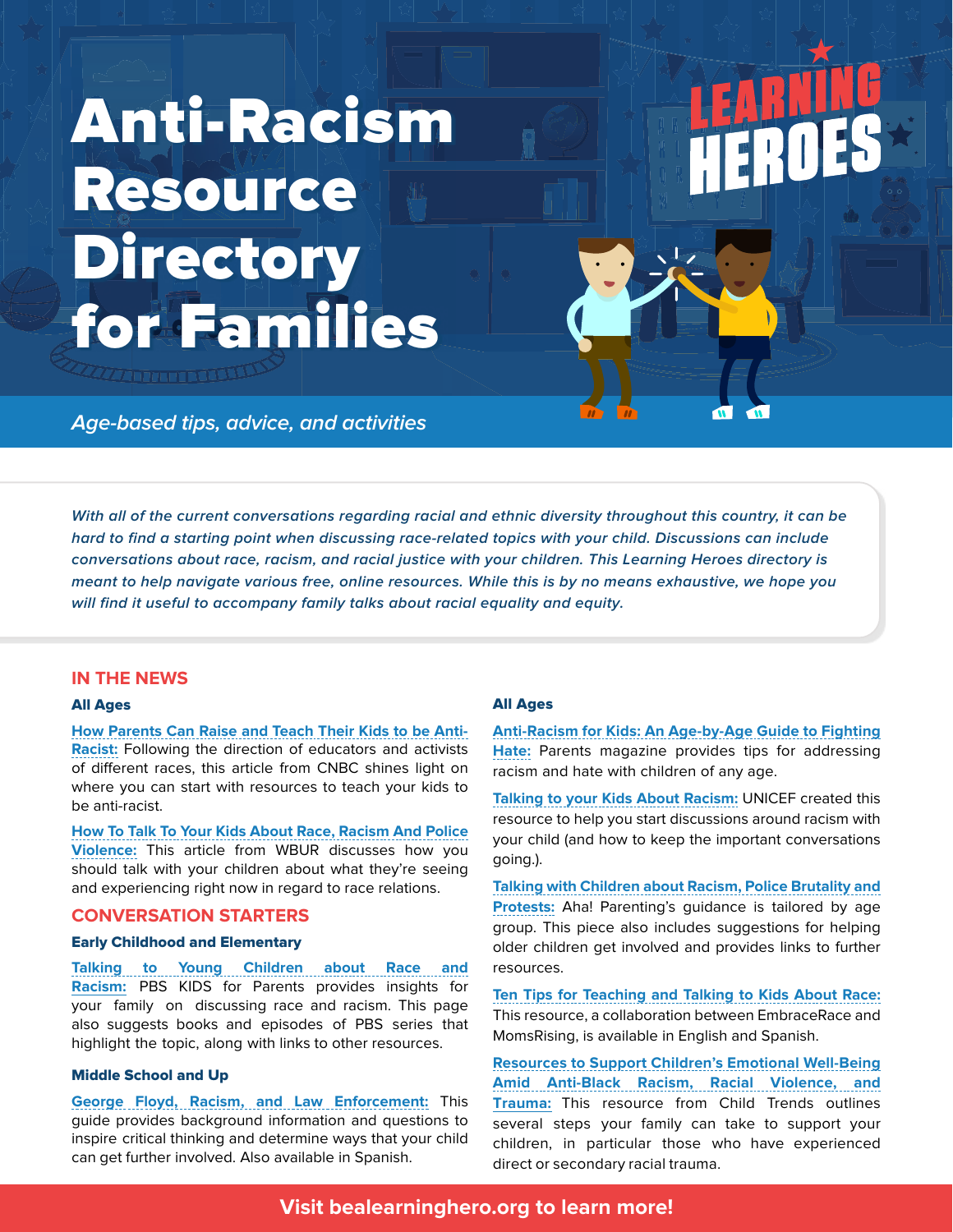# Anti-Racism Resource Directory for Families

LEARNING HEROES

*Age-based tips, advice, and activities*

*With all of the current conversations regarding racial and ethnic diversity throughout this country, it can be hard to find a starting point when discussing race-related topics with your child. Discussions can include conversations about race, racism, and racial justice with your children. This Learning Heroes directory is meant to help navigate various free, online resources. While this is by no means exhaustive, we hope you will find it useful to accompany family talks about racial equality and equity.*

## IN THE NEWS

### All Ages

**How Parents Can Raise and Teach Their Kids to be Anti-Racist:** Following the direction of educators and activists of different races, this article from CNBC shines light on where you can start with resources to teach your kids to be anti-racist.

**How To Talk To Your Kids About Race, Racism And Police Violence:** This article from WBUR discusses how you should talk with your children about what they're seeing and experiencing right now in regard to race relations.

## CONVERSATION STARTERS

### Early Childhood and Elementary

**Talking to Young Children about Race and Racism:** PBS KIDS for Parents provides insights for your family on discussing race and racism. This page also suggests books and episodes of PBS series that highlight the topic, along with links to other resources.

### Middle School and Up

**George Floyd, Racism, and Law Enforcement:** This guide provides background information and questions to inspire critical thinking and determine ways that your child can get further involved. Also available in Spanish.

### All Ages

**Anti-Racism for Kids: An Age-by-Age Guide to Fighting Hate:** Parents magazine provides tips for addressing racism and hate with children of any age.

**Talking to your Kids About Racism:** UNICEF created this resource to help you start discussions around racism with your child (and how to keep the important conversations going.).

**Talking with Children about Racism, Police Brutality and Protests:** Aha! Parenting's guidance is tailored by age group. This piece also includes suggestions for helping older children get involved and provides links to further resources.

**Ten Tips for Teaching and Talking to Kids About Race:** This resource, a collaboration between EmbraceRace and MomsRising, is available in English and Spanish.

**Resources to Support Children's Emotional Well-Being Amid Anti-Black Racism, Racial Violence, and Trauma:** This resource from Child Trends outlines several steps your family can take to support your children, in particular those who have experienced direct or secondary racial trauma.

**Visit bealearninghero.org to learn more!**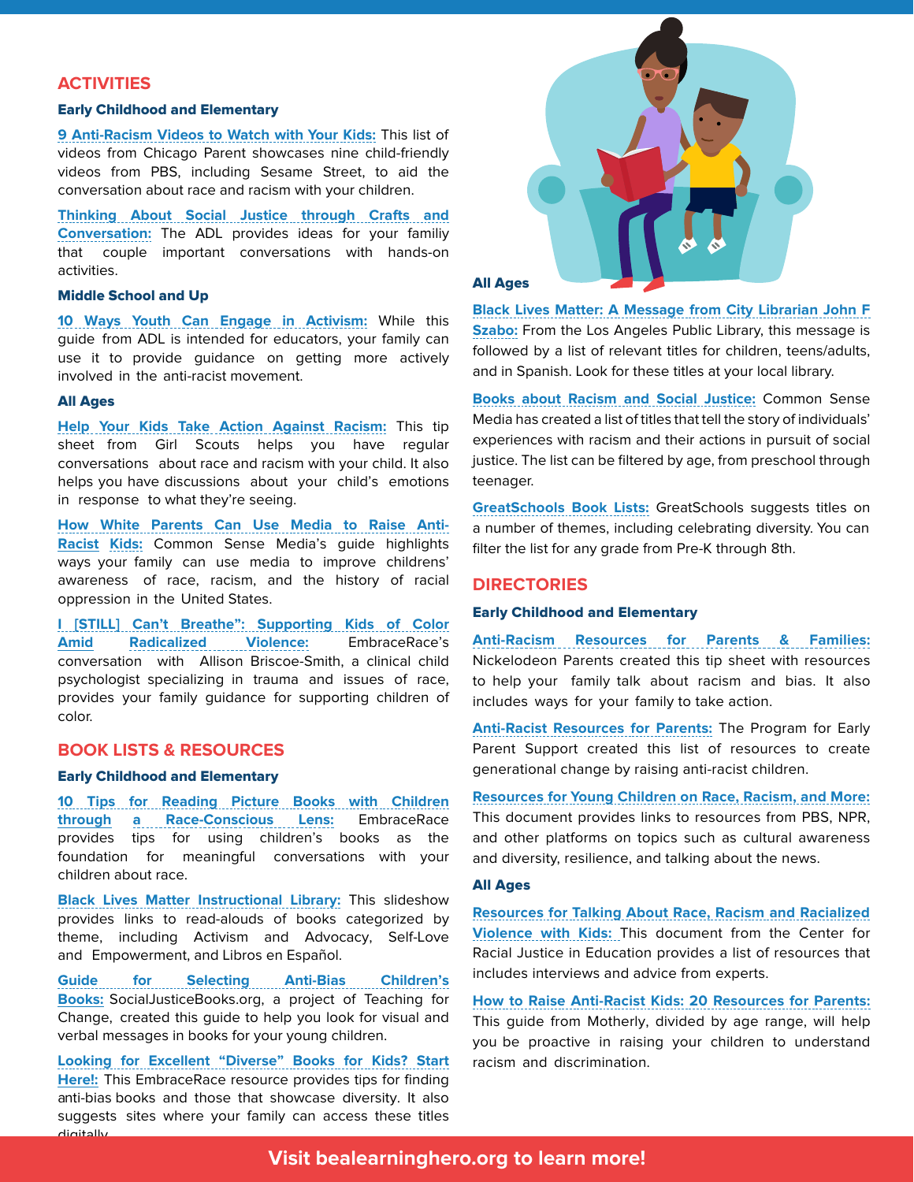## ACTIVITIES

### Early Childhood and Elementary

**9 Anti-Racism Videos to Watch with Your Kids:** This list of videos from Chicago Parent showcases nine child-friendly videos from PBS, including Sesame Street, to aid the conversation about race and racism with your children.

**Thinking About Social Justice through Crafts and Conversation:** The ADL provides ideas for your family that couple important conversations with hands-on activities.

### Middle School and Up

**10 Ways Youth Can Engage in Activism:** While this guide from ADL is intended for educators, your family can use it to provide guidance on getting more actively involved in the anti-racist movement.

### All Ages

**Help Your Kids Take Action Against Racism:** This tip sheet from Girl Scouts helps you have regular conversations about race and racism with your child. It also helps you have discussions about your child's emotions in response to what they're seeing.

**How White Parents Can Use Media to Raise Anti-Racist Kids:** Common Sense Media's guide highlights ways your family can use media to improve childrens' awareness of race, racism, and the history of racial oppression in the United States.

**I [STILL] Can't Breathe": Supporting Kids of Color Amid Radicalized Violence:** EmbraceRace's conversation with Allison Briscoe-Smith, a clinical child psychologist specializing in trauma and issues of race, provides your family guidance for supporting children of color.

## BOOK LISTS & RESOURCES

### Early Childhood and Elementary

**10 Tips for Reading Picture Books with Children through a Race-Conscious Lens:** EmbraceRace provides tips for using children's books as the foundation for meaningful conversations with your children about race.

**Black Lives Matter Instructional Library:** This slideshow provides links to read-alouds of books categorized by theme, including Activism and Advocacy, Self-Love and Empowerment, and Libros en Español.

**Guide for Selecting Anti-Bias Children's Books:** SocialJusticeBooks.org, a project of Teaching for Change, created this guide to help you look for visual and verbal messages in books for your young children.

**Looking for Excellent "Diverse" Books for Kids? Start Here!:** This EmbraceRace resource provides tips for finding anti-bias books and those that showcase diversity. It also suggests sites where your family can access these titles digitally.

### All Ages

**Black Lives Matter: A Message from City Librarian John F Szabo:** From the Los Angeles Public Library, this message is followed by a list of relevant titles for children, teens/adults, and in Spanish. Look for these titles at your local library.

**Books about Racism and Social Justice:** Common Sense Media has created a list of titles that tell the story of individuals' experiences with racism and their actions in pursuit of social justice. The list can be filtered by age, from preschool through teenager.

**GreatSchools Book Lists:** GreatSchools suggests titles on a number of themes, including celebrating diversity. You can filter the list for any grade from Pre-K through 8th.

## DIRECTORIES

### Early Childhood and Elementary

**Anti-Racism Resources for Parents & Families:** Nickelodeon Parents created this tip sheet with resources to help your family talk about racism and bias. It also includes ways for your family to take action.

**Anti-Racist Resources for Parents:** The Program for Early Parent Support created this list of resources to create generational change by raising anti-racist children.

**Resources for Young Children on Race, Racism, and More:** This document provides links to resources from PBS, NPR, and other platforms on topics such as cultural awareness and diversity, resilience, and talking about the news.

### All Ages

**Resources for Talking About Race, Racism and Racialized Violence with Kids:** This document from the Center for Racial Justice in Education provides a list of resources that includes interviews and advice from experts.

**How to Raise Anti-Racist Kids: 20 Resources for Parents:** This guide from Motherly, divided by age range, will help you be proactive in raising your children to understand racism and discrimination.

**Visit bealearninghero.org to learn more!**